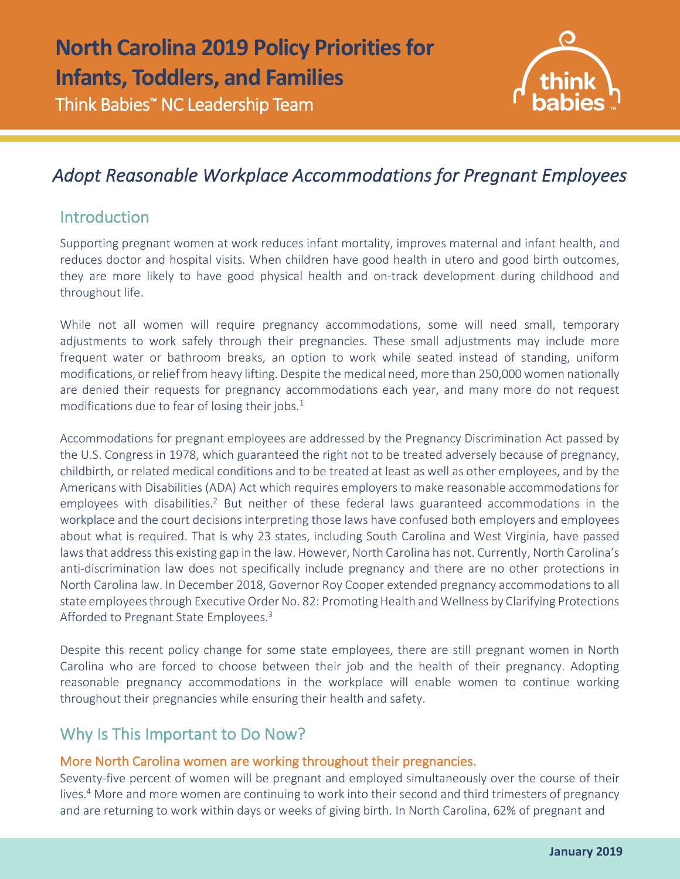# North Carolina 2019 Policy Priorities for Infants, Toddlers, and Families

Think Babies™ NC Leadership Team

## *Adopt Reasonable Workplace Accommodations for Pregnant Employees*

### Introduction

Supporting pregnant women at work reduces infant mortality, improves maternal and infant health, and reduces doctor and hospital visits. When children have good health in utero and good birth outcomes, they are more likely to have good physical health and on-track development during childhood and throughout life.

While not all women will require pregnancy accommodations, some will need small, temporary adjustments to work safely through their pregnancies. These small adjustments may include more frequent water or bathroom breaks, an option to work while seated instead of standing, uniform modifications, or relief from heavy lifting. Despite the medical need, more than 250,000 women nationally are denied their requests for pregnancy accommodations each year, and many more do not request modifications due to fear of losing their jobs.[1]

Accommodations for pregnant employees are addressed by the Pregnancy Discrimination Act passed by the U.S. Congress in 1978, which guaranteed the right not to be treated adversely because of pregnancy, childbirth, or related medical conditions and to be treated at least as well as other employees, and by the Americans with Disabilities (ADA) Act which requires employers to make reasonable accommodations for employees with disabilities.[2] But neither of these federal laws guaranteed accommodations in the workplace and the court decisions interpreting those laws have confused both employers and employees about what is required. That is why 23 states, including South Carolina and West Virginia, have passed laws that address this existing gap in the law. However, North Carolina has not. Currently, North Carolina's anti-discrimination law does not specifically include pregnancy and there are no other protections in North Carolina law. In December 2018, Governor Roy Cooper extended pregnancy accommodations to all state employees through Executive Order No. 82: Promoting Health and Wellness by Clarifying Protections Afforded to Pregnant State Employees.[3]

Despite this recent policy change for some state employees, there are still pregnant women in North Carolina who are forced to choose between their job and the health of their pregnancy. Adopting reasonable pregnancy accommodations in the workplace will enable women to continue working throughout their pregnancies while ensuring their health and safety.

### Why Is This Important to Do Now?

#### More North Carolina women are working throughout their pregnancies.

Seventy-five percent of women will be pregnant and employed simultaneously over the course of their lives.[4] More and more women are continuing to work into their second and third trimesters of pregnancy and are returning to work within days or weeks of giving birth. In North Carolina, 62% of pregnant and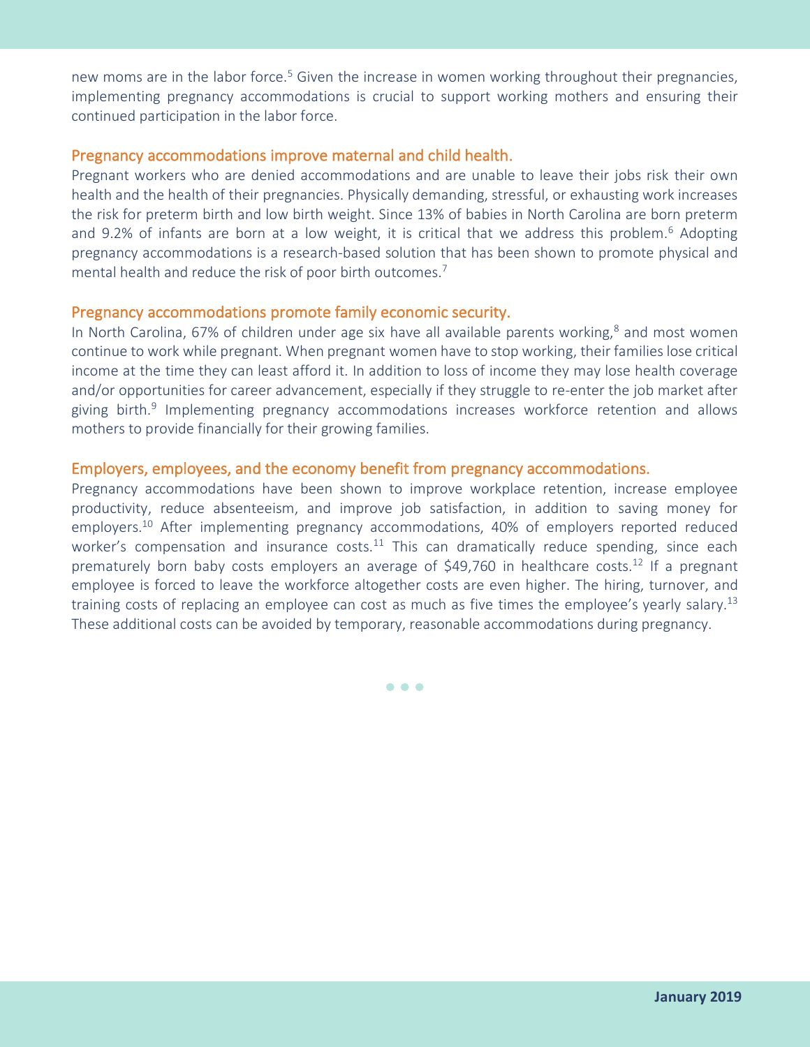new moms are in the labor force.[5] Given the increase in women working throughout their pregnancies, implementing pregnancy accommodations is crucial to support working mothers and ensuring their continued participation in the labor force.

## Pregnancy accommodations improve maternal and child health.

Pregnant workers who are denied accommodations and are unable to leave their jobs risk their own health and the health of their pregnancies. Physically demanding, stressful, or exhausting work increases the risk for preterm birth and low birth weight. Since 13% of babies in North Carolina are born preterm and 9.2% of infants are born at a low weight, it is critical that we address this problem.[6] Adopting pregnancy accommodations is a research-based solution that has been shown to promote physical and mental health and reduce the risk of poor birth outcomes.[7]

## Pregnancy accommodations promote family economic security.

In North Carolina, 67% of children under age six have all available parents working,[8] and most women continue to work while pregnant. When pregnant women have to stop working, their families lose critical income at the time they can least afford it. In addition to loss of income they may lose health coverage and/or opportunities for career advancement, especially if they struggle to re-enter the job market after giving birth.[9] Implementing pregnancy accommodations increases workforce retention and allows mothers to provide financially for their growing families.

## Employers, employees, and the economy benefit from pregnancy accommodations.

Pregnancy accommodations have been shown to improve workplace retention, increase employee productivity, reduce absenteeism, and improve job satisfaction, in addition to saving money for employers.[10] After implementing pregnancy accommodations, 40% of employers reported reduced worker's compensation and insurance costs.[11] This can dramatically reduce spending, since each prematurely born baby costs employers an average of $49,760 in healthcare costs.[12] If a pregnant employee is forced to leave the workforce altogether costs are even higher. The hiring, turnover, and training costs of replacing an employee can cost as much as five times the employee's yearly salary.[13] These additional costs can be avoided by temporary, reasonable accommodations during pregnancy.

• • •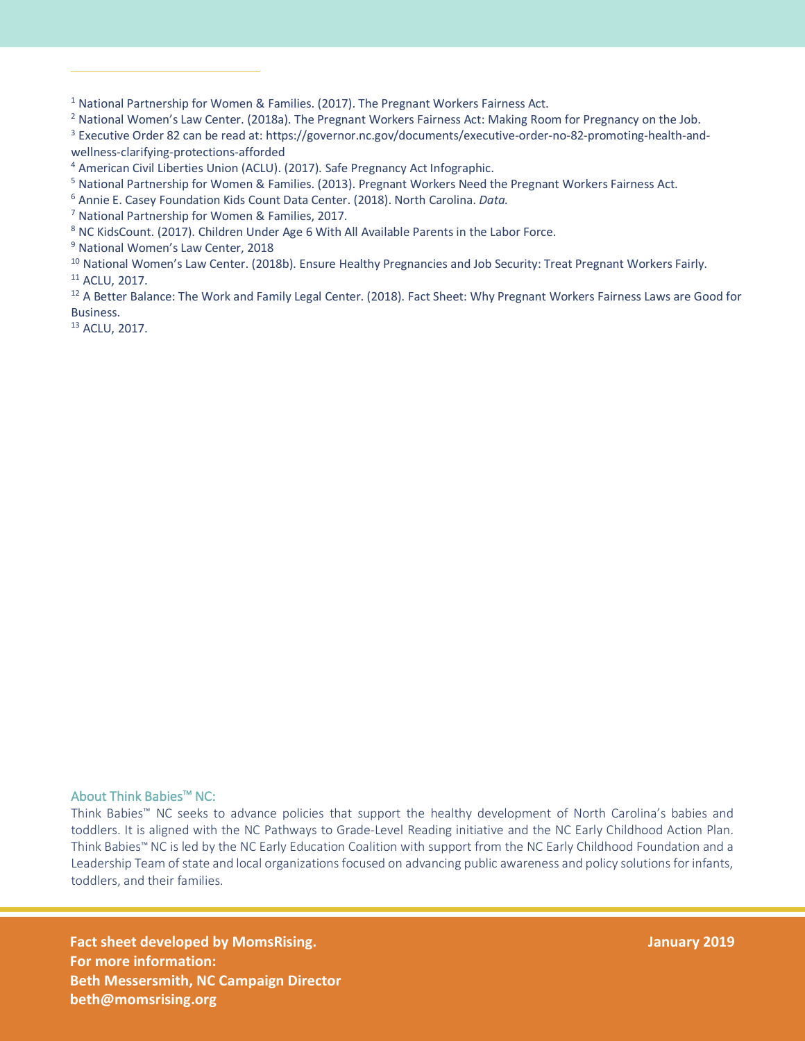[1] National Partnership for Women & Families. (2017). The Pregnant Workers Fairness Act.
[2] National Women's Law Center. (2018a). The Pregnant Workers Fairness Act: Making Room for Pregnancy on the Job.
[3] Executive Order 82 can be read at: https://governor.nc.gov/documents/executive-order-no-82-promoting-health-and-wellness-clarifying-protections-afforded
[4] American Civil Liberties Union (ACLU). (2017). Safe Pregnancy Act Infographic.
[5] National Partnership for Women & Families. (2013). Pregnant Workers Need the Pregnant Workers Fairness Act.
[6] Annie E. Casey Foundation Kids Count Data Center. (2018). North Carolina. *Data.*
[7] National Partnership for Women & Families, 2017.
[8] NC KidsCount. (2017). Children Under Age 6 With All Available Parents in the Labor Force.
[9] National Women's Law Center, 2018
[10] National Women's Law Center. (2018b). Ensure Healthy Pregnancies and Job Security: Treat Pregnant Workers Fairly.
[11] ACLU, 2017.
[12] A Better Balance: The Work and Family Legal Center. (2018). Fact Sheet: Why Pregnant Workers Fairness Laws are Good for Business.
[13] ACLU, 2017.

### About Think Babies™ NC:

Think Babies™ NC seeks to advance policies that support the healthy development of North Carolina's babies and toddlers. It is aligned with the NC Pathways to Grade-Level Reading initiative and the NC Early Childhood Action Plan. Think Babies™ NC is led by the NC Early Education Coalition with support from the NC Early Childhood Foundation and a Leadership Team of state and local organizations focused on advancing public awareness and policy solutions for infants, toddlers, and their families.

**Fact sheet developed by MomsRising.**
**For more information:**
**Beth Messersmith, NC Campaign Director**
**beth@momsrising.org**

**January 2019**